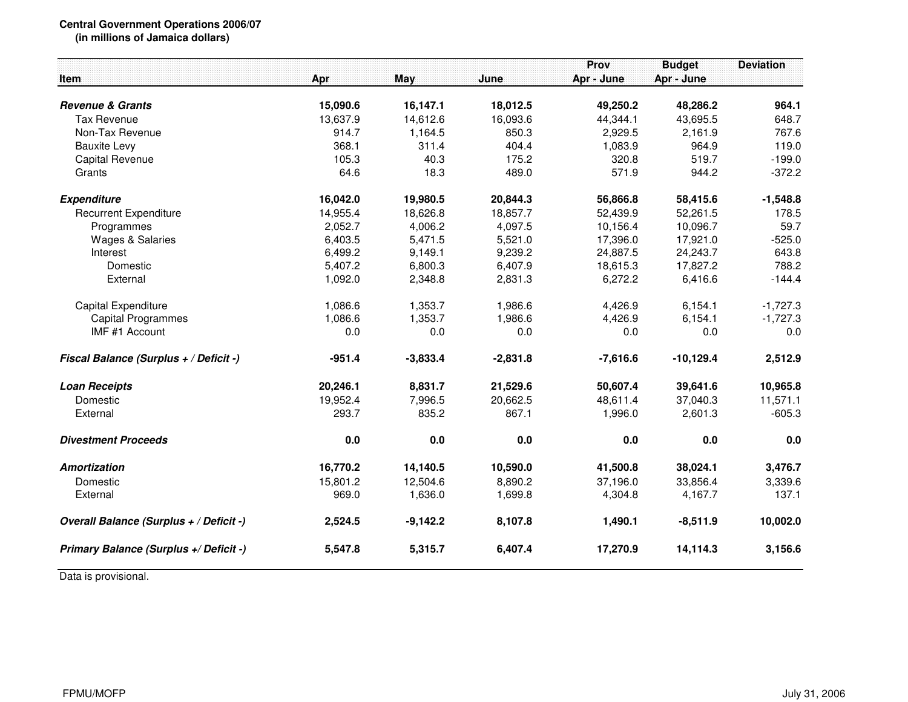**Central Government Operations 2006/07**
**(in millions of Jamaica dollars)**

| Item | Apr | May | June | Prov Apr - June | Budget Apr - June | Deviation |
|---|---|---|---|---|---|---|
| ***Revenue & Grants*** | **15,090.6** | **16,147.1** | **18,012.5** | **49,250.2** | **48,286.2** | **964.1** |
| Tax Revenue | 13,637.9 | 14,612.6 | 16,093.6 | 44,344.1 | 43,695.5 | 648.7 |
| Non-Tax Revenue | 914.7 | 1,164.5 | 850.3 | 2,929.5 | 2,161.9 | 767.6 |
| Bauxite Levy | 368.1 | 311.4 | 404.4 | 1,083.9 | 964.9 | 119.0 |
| Capital Revenue | 105.3 | 40.3 | 175.2 | 320.8 | 519.7 | -199.0 |
| Grants | 64.6 | 18.3 | 489.0 | 571.9 | 944.2 | -372.2 |
| ***Expenditure*** | **16,042.0** | **19,980.5** | **20,844.3** | **56,866.8** | **58,415.6** | **-1,548.8** |
| Recurrent Expenditure | 14,955.4 | 18,626.8 | 18,857.7 | 52,439.9 | 52,261.5 | 178.5 |
| Programmes | 2,052.7 | 4,006.2 | 4,097.5 | 10,156.4 | 10,096.7 | 59.7 |
| Wages & Salaries | 6,403.5 | 5,471.5 | 5,521.0 | 17,396.0 | 17,921.0 | -525.0 |
| Interest | 6,499.2 | 9,149.1 | 9,239.2 | 24,887.5 | 24,243.7 | 643.8 |
| Domestic | 5,407.2 | 6,800.3 | 6,407.9 | 18,615.3 | 17,827.2 | 788.2 |
| External | 1,092.0 | 2,348.8 | 2,831.3 | 6,272.2 | 6,416.6 | -144.4 |
| Capital Expenditure | 1,086.6 | 1,353.7 | 1,986.6 | 4,426.9 | 6,154.1 | -1,727.3 |
| Capital Programmes | 1,086.6 | 1,353.7 | 1,986.6 | 4,426.9 | 6,154.1 | -1,727.3 |
| IMF #1 Account | 0.0 | 0.0 | 0.0 | 0.0 | 0.0 | 0.0 |
| ***Fiscal Balance (Surplus + / Deficit -)*** | **-951.4** | **-3,833.4** | **-2,831.8** | **-7,616.6** | **-10,129.4** | **2,512.9** |
| ***Loan Receipts*** | **20,246.1** | **8,831.7** | **21,529.6** | **50,607.4** | **39,641.6** | **10,965.8** |
| Domestic | 19,952.4 | 7,996.5 | 20,662.5 | 48,611.4 | 37,040.3 | 11,571.1 |
| External | 293.7 | 835.2 | 867.1 | 1,996.0 | 2,601.3 | -605.3 |
| ***Divestment Proceeds*** | **0.0** | **0.0** | **0.0** | **0.0** | **0.0** | **0.0** |
| ***Amortization*** | **16,770.2** | **14,140.5** | **10,590.0** | **41,500.8** | **38,024.1** | **3,476.7** |
| Domestic | 15,801.2 | 12,504.6 | 8,890.2 | 37,196.0 | 33,856.4 | 3,339.6 |
| External | 969.0 | 1,636.0 | 1,699.8 | 4,304.8 | 4,167.7 | 137.1 |
| ***Overall Balance (Surplus + / Deficit -)*** | **2,524.5** | **-9,142.2** | **8,107.8** | **1,490.1** | **-8,511.9** | **10,002.0** |
| ***Primary Balance (Surplus +/ Deficit -)*** | **5,547.8** | **5,315.7** | **6,407.4** | **17,270.9** | **14,114.3** | **3,156.6** |

Data is provisional.

FPMU/MOFP

July 31, 2006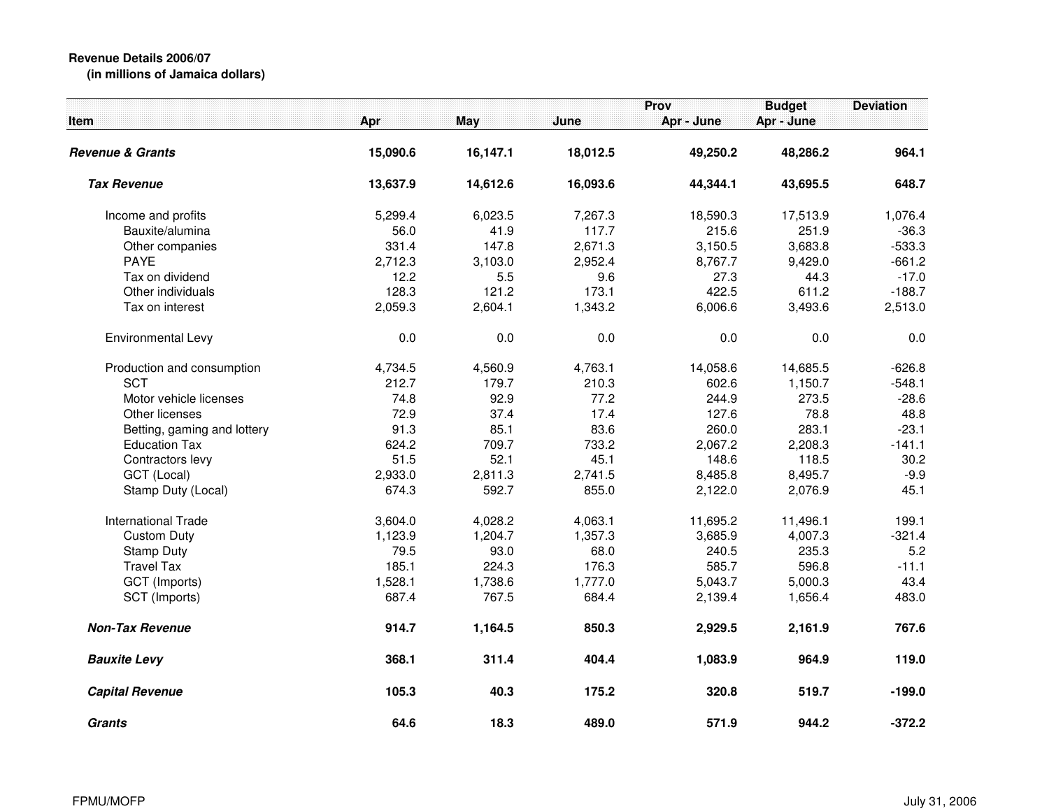**Revenue Details 2006/07**
**(in millions of Jamaica dollars)**

| Item | Apr | May | June | Prov Apr - June | Budget Apr - June | Deviation |
|---|---|---|---|---|---|---|
| ***Revenue & Grants*** | **15,090.6** | **16,147.1** | **18,012.5** | **49,250.2** | **48,286.2** | **964.1** |
| ***Tax Revenue*** | **13,637.9** | **14,612.6** | **16,093.6** | **44,344.1** | **43,695.5** | **648.7** |
| Income and profits | 5,299.4 | 6,023.5 | 7,267.3 | 18,590.3 | 17,513.9 | 1,076.4 |
| Bauxite/alumina | 56.0 | 41.9 | 117.7 | 215.6 | 251.9 | -36.3 |
| Other companies | 331.4 | 147.8 | 2,671.3 | 3,150.5 | 3,683.8 | -533.3 |
| PAYE | 2,712.3 | 3,103.0 | 2,952.4 | 8,767.7 | 9,429.0 | -661.2 |
| Tax on dividend | 12.2 | 5.5 | 9.6 | 27.3 | 44.3 | -17.0 |
| Other individuals | 128.3 | 121.2 | 173.1 | 422.5 | 611.2 | -188.7 |
| Tax on interest | 2,059.3 | 2,604.1 | 1,343.2 | 6,006.6 | 3,493.6 | 2,513.0 |
| Environmental Levy | 0.0 | 0.0 | 0.0 | 0.0 | 0.0 | 0.0 |
| Production and consumption | 4,734.5 | 4,560.9 | 4,763.1 | 14,058.6 | 14,685.5 | -626.8 |
| SCT | 212.7 | 179.7 | 210.3 | 602.6 | 1,150.7 | -548.1 |
| Motor vehicle licenses | 74.8 | 92.9 | 77.2 | 244.9 | 273.5 | -28.6 |
| Other licenses | 72.9 | 37.4 | 17.4 | 127.6 | 78.8 | 48.8 |
| Betting, gaming and lottery | 91.3 | 85.1 | 83.6 | 260.0 | 283.1 | -23.1 |
| Education Tax | 624.2 | 709.7 | 733.2 | 2,067.2 | 2,208.3 | -141.1 |
| Contractors levy | 51.5 | 52.1 | 45.1 | 148.6 | 118.5 | 30.2 |
| GCT (Local) | 2,933.0 | 2,811.3 | 2,741.5 | 8,485.8 | 8,495.7 | -9.9 |
| Stamp Duty (Local) | 674.3 | 592.7 | 855.0 | 2,122.0 | 2,076.9 | 45.1 |
| International Trade | 3,604.0 | 4,028.2 | 4,063.1 | 11,695.2 | 11,496.1 | 199.1 |
| Custom Duty | 1,123.9 | 1,204.7 | 1,357.3 | 3,685.9 | 4,007.3 | -321.4 |
| Stamp Duty | 79.5 | 93.0 | 68.0 | 240.5 | 235.3 | 5.2 |
| Travel Tax | 185.1 | 224.3 | 176.3 | 585.7 | 596.8 | -11.1 |
| GCT (Imports) | 1,528.1 | 1,738.6 | 1,777.0 | 5,043.7 | 5,000.3 | 43.4 |
| SCT (Imports) | 687.4 | 767.5 | 684.4 | 2,139.4 | 1,656.4 | 483.0 |
| ***Non-Tax Revenue*** | **914.7** | **1,164.5** | **850.3** | **2,929.5** | **2,161.9** | **767.6** |
| ***Bauxite Levy*** | **368.1** | **311.4** | **404.4** | **1,083.9** | **964.9** | **119.0** |
| ***Capital Revenue*** | **105.3** | **40.3** | **175.2** | **320.8** | **519.7** | **-199.0** |
| ***Grants*** | **64.6** | **18.3** | **489.0** | **571.9** | **944.2** | **-372.2** |

FPMU/MOFP

July 31, 2006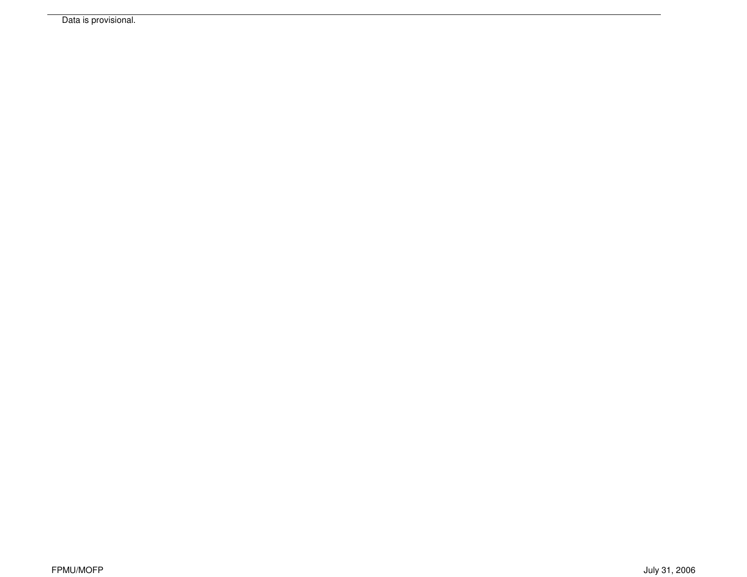Data is provisional.